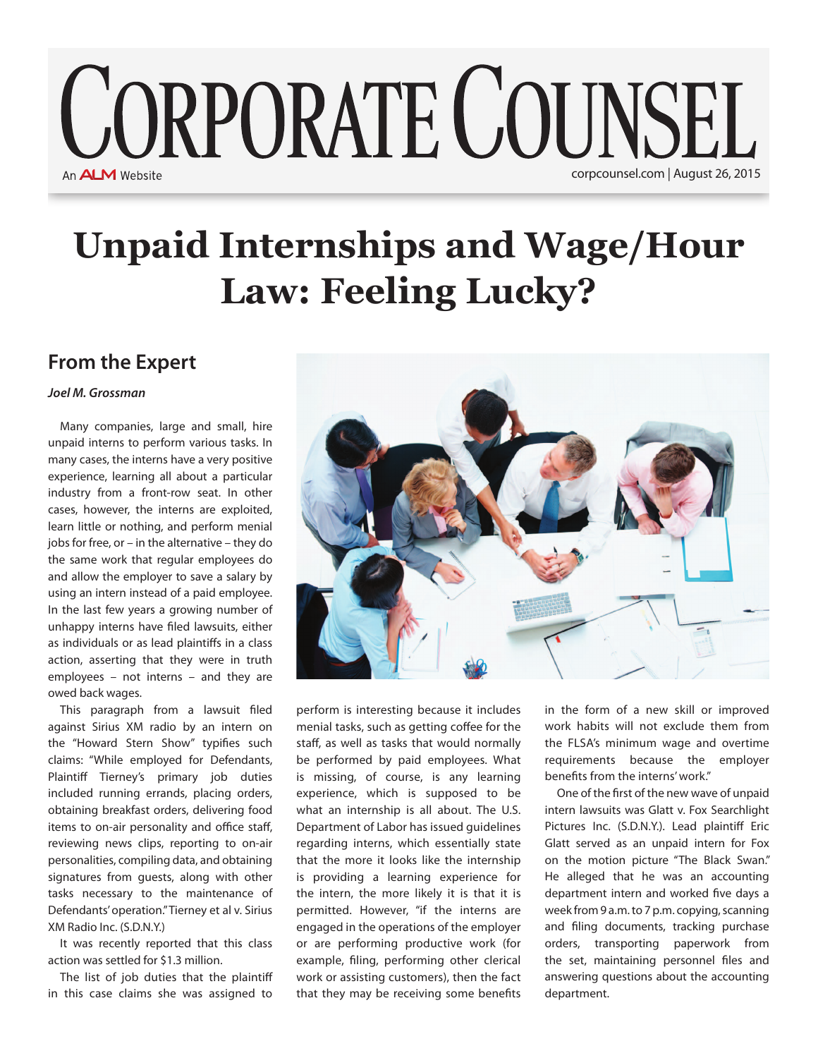# Unpaid Internships and Wage/Hour Law: Feeling Lucky?

## From the Expert

***Joel M. Grossman***

Many companies, large and small, hire unpaid interns to perform various tasks. In many cases, the interns have a very positive experience, learning all about a particular industry from a front-row seat. In other cases, however, the interns are exploited, learn little or nothing, and perform menial jobs for free, or – in the alternative – they do the same work that regular employees do and allow the employer to save a salary by using an intern instead of a paid employee. In the last few years a growing number of unhappy interns have filed lawsuits, either as individuals or as lead plaintiffs in a class action, asserting that they were in truth employees – not interns – and they are owed back wages.

This paragraph from a lawsuit filed against Sirius XM radio by an intern on the "Howard Stern Show" typifies such claims: "While employed for Defendants, Plaintiff Tierney's primary job duties included running errands, placing orders, obtaining breakfast orders, delivering food items to on-air personality and office staff, reviewing news clips, reporting to on-air personalities, compiling data, and obtaining signatures from guests, along with other tasks necessary to the maintenance of Defendants' operation." Tierney et al v. Sirius XM Radio Inc. (S.D.N.Y.)

It was recently reported that this class action was settled for $1.3 million.

The list of job duties that the plaintiff in this case claims she was assigned to perform is interesting because it includes menial tasks, such as getting coffee for the staff, as well as tasks that would normally be performed by paid employees. What is missing, of course, is any learning experience, which is supposed to be what an internship is all about. The U.S. Department of Labor has issued guidelines regarding interns, which essentially state that the more it looks like the internship is providing a learning experience for the intern, the more likely it is that it is permitted. However, "if the interns are engaged in the operations of the employer or are performing productive work (for example, filing, performing other clerical work or assisting customers), then the fact that they may be receiving some benefits in the form of a new skill or improved work habits will not exclude them from the FLSA's minimum wage and overtime requirements because the employer benefits from the interns' work."

One of the first of the new wave of unpaid intern lawsuits was Glatt v. Fox Searchlight Pictures Inc. (S.D.N.Y.). Lead plaintiff Eric Glatt served as an unpaid intern for Fox on the motion picture "The Black Swan." He alleged that he was an accounting department intern and worked five days a week from 9 a.m. to 7 p.m. copying, scanning and filing documents, tracking purchase orders, transporting paperwork from the set, maintaining personnel files and answering questions about the accounting department.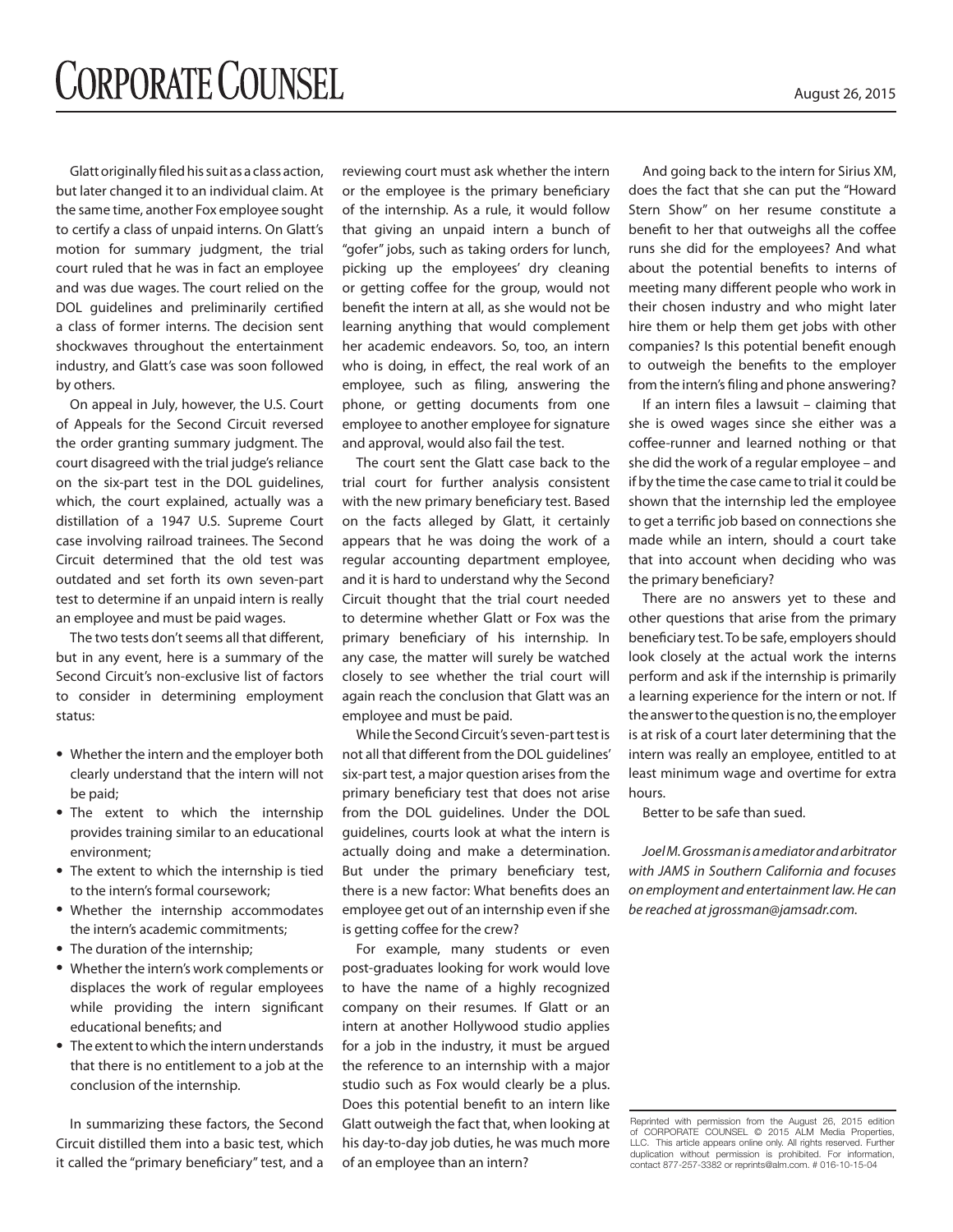Glatt originally filed his suit as a class action, but later changed it to an individual claim. At the same time, another Fox employee sought to certify a class of unpaid interns. On Glatt's motion for summary judgment, the trial court ruled that he was in fact an employee and was due wages. The court relied on the DOL guidelines and preliminarily certified a class of former interns. The decision sent shockwaves throughout the entertainment industry, and Glatt's case was soon followed by others.

On appeal in July, however, the U.S. Court of Appeals for the Second Circuit reversed the order granting summary judgment. The court disagreed with the trial judge's reliance on the six-part test in the DOL guidelines, which, the court explained, actually was a distillation of a 1947 U.S. Supreme Court case involving railroad trainees. The Second Circuit determined that the old test was outdated and set forth its own seven-part test to determine if an unpaid intern is really an employee and must be paid wages.

The two tests don't seems all that different, but in any event, here is a summary of the Second Circuit's non-exclusive list of factors to consider in determining employment status:

- Whether the intern and the employer both clearly understand that the intern will not be paid;
- The extent to which the internship provides training similar to an educational environment;
- The extent to which the internship is tied to the intern's formal coursework;
- Whether the internship accommodates the intern's academic commitments;
- The duration of the internship;
- Whether the intern's work complements or displaces the work of regular employees while providing the intern significant educational benefits; and
- The extent to which the intern understands that there is no entitlement to a job at the conclusion of the internship.

In summarizing these factors, the Second Circuit distilled them into a basic test, which it called the "primary beneficiary" test, and a reviewing court must ask whether the intern or the employee is the primary beneficiary of the internship. As a rule, it would follow that giving an unpaid intern a bunch of "gofer" jobs, such as taking orders for lunch, picking up the employees' dry cleaning or getting coffee for the group, would not benefit the intern at all, as she would not be learning anything that would complement her academic endeavors. So, too, an intern who is doing, in effect, the real work of an employee, such as filing, answering the phone, or getting documents from one employee to another employee for signature and approval, would also fail the test.

The court sent the Glatt case back to the trial court for further analysis consistent with the new primary beneficiary test. Based on the facts alleged by Glatt, it certainly appears that he was doing the work of a regular accounting department employee, and it is hard to understand why the Second Circuit thought that the trial court needed to determine whether Glatt or Fox was the primary beneficiary of his internship. In any case, the matter will surely be watched closely to see whether the trial court will again reach the conclusion that Glatt was an employee and must be paid.

While the Second Circuit's seven-part test is not all that different from the DOL guidelines' six-part test, a major question arises from the primary beneficiary test that does not arise from the DOL guidelines. Under the DOL guidelines, courts look at what the intern is actually doing and make a determination. But under the primary beneficiary test, there is a new factor: What benefits does an employee get out of an internship even if she is getting coffee for the crew?

For example, many students or even post-graduates looking for work would love to have the name of a highly recognized company on their resumes. If Glatt or an intern at another Hollywood studio applies for a job in the industry, it must be argued the reference to an internship with a major studio such as Fox would clearly be a plus. Does this potential benefit to an intern like Glatt outweigh the fact that, when looking at his day-to-day job duties, he was much more of an employee than an intern?

And going back to the intern for Sirius XM, does the fact that she can put the "Howard Stern Show" on her resume constitute a benefit to her that outweighs all the coffee runs she did for the employees? And what about the potential benefits to interns of meeting many different people who work in their chosen industry and who might later hire them or help them get jobs with other companies? Is this potential benefit enough to outweigh the benefits to the employer from the intern's filing and phone answering?

If an intern files a lawsuit – claiming that she is owed wages since she either was a coffee-runner and learned nothing or that she did the work of a regular employee – and if by the time the case came to trial it could be shown that the internship led the employee to get a terrific job based on connections she made while an intern, should a court take that into account when deciding who was the primary beneficiary?

There are no answers yet to these and other questions that arise from the primary beneficiary test. To be safe, employers should look closely at the actual work the interns perform and ask if the internship is primarily a learning experience for the intern or not. If the answer to the question is no, the employer is at risk of a court later determining that the intern was really an employee, entitled to at least minimum wage and overtime for extra hours.

Better to be safe than sued.

*Joel M. Grossman is a mediator and arbitrator with JAMS in Southern California and focuses on employment and entertainment law. He can be reached at jgrossman@jamsadr.com.*

Reprinted with permission from the August 26, 2015 edition of CORPORATE COUNSEL © 2015 ALM Media Properties, LLC. This article appears online only. All rights reserved. Further duplication without permission is prohibited. For information, contact 877-257-3382 or reprints@alm.com. # 016-10-15-04